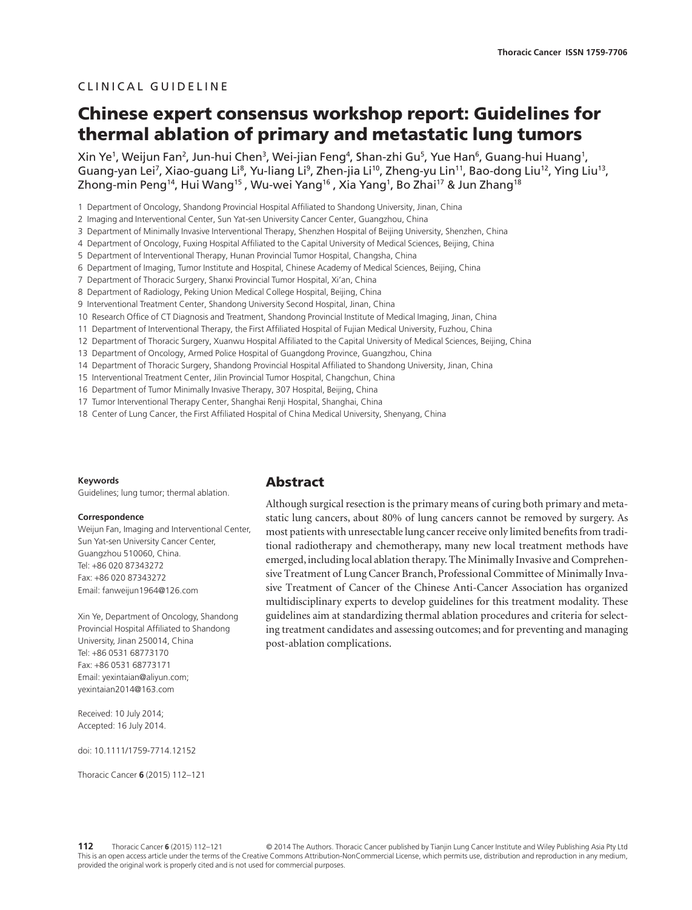CLINICAL GUIDELINE

# Chinese expert consensus workshop report: Guidelines for thermal ablation of primary and metastatic lung tumors

Xin Ye[1], Weijun Fan[2], Jun-hui Chen[3], Wei-jian Feng[4], Shan-zhi Gu[5], Yue Han[6], Guang-hui Huang[1], Guang-yan Lei[7], Xiao-guang Li[8], Yu-liang Li[9], Zhen-jia Li[10], Zheng-yu Lin[11], Bao-dong Liu[12], Ying Liu[13], Zhong-min Peng[14], Hui Wang[15], Wu-wei Yang[16], Xia Yang[1], Bo Zhai[17] & Jun Zhang[18]

1 Department of Oncology, Shandong Provincial Hospital Affiliated to Shandong University, Jinan, China
2 Imaging and Interventional Center, Sun Yat-sen University Cancer Center, Guangzhou, China
3 Department of Minimally Invasive Interventional Therapy, Shenzhen Hospital of Beijing University, Shenzhen, China
4 Department of Oncology, Fuxing Hospital Affiliated to the Capital University of Medical Sciences, Beijing, China
5 Department of Interventional Therapy, Hunan Provincial Tumor Hospital, Changsha, China
6 Department of Imaging, Tumor Institute and Hospital, Chinese Academy of Medical Sciences, Beijing, China
7 Department of Thoracic Surgery, Shanxi Provincial Tumor Hospital, Xi'an, China
8 Department of Radiology, Peking Union Medical College Hospital, Beijing, China
9 Interventional Treatment Center, Shandong University Second Hospital, Jinan, China
10 Research Office of CT Diagnosis and Treatment, Shandong Provincial Institute of Medical Imaging, Jinan, China
11 Department of Interventional Therapy, the First Affiliated Hospital of Fujian Medical University, Fuzhou, China
12 Department of Thoracic Surgery, Xuanwu Hospital Affiliated to the Capital University of Medical Sciences, Beijing, China
13 Department of Oncology, Armed Police Hospital of Guangdong Province, Guangzhou, China
14 Department of Thoracic Surgery, Shandong Provincial Hospital Affiliated to Shandong University, Jinan, China
15 Interventional Treatment Center, Jilin Provincial Tumor Hospital, Changchun, China
16 Department of Tumor Minimally Invasive Therapy, 307 Hospital, Beijing, China
17 Tumor Interventional Therapy Center, Shanghai Renji Hospital, Shanghai, China
18 Center of Lung Cancer, the First Affiliated Hospital of China Medical University, Shenyang, China

**Keywords**
Guidelines; lung tumor; thermal ablation.

**Correspondence**
Weijun Fan, Imaging and Interventional Center, Sun Yat-sen University Cancer Center, Guangzhou 510060, China.
Tel: +86 020 87343272
Fax: +86 020 87343272
Email: fanweijun1964@126.com

Xin Ye, Department of Oncology, Shandong Provincial Hospital Affiliated to Shandong University, Jinan 250014, China
Tel: +86 0531 68773170
Fax: +86 0531 68773171
Email: yexintaian@aliyun.com; yexintaian2014@163.com

Received: 10 July 2014;
Accepted: 16 July 2014.

doi: 10.1111/1759-7714.12152

## Abstract

Although surgical resection is the primary means of curing both primary and metastatic lung cancers, about 80% of lung cancers cannot be removed by surgery. As most patients with unresectable lung cancer receive only limited benefits from traditional radiotherapy and chemotherapy, many new local treatment methods have emerged, including local ablation therapy. The Minimally Invasive and Comprehensive Treatment of Lung Cancer Branch, Professional Committee of Minimally Invasive Treatment of Cancer of the Chinese Anti-Cancer Association has organized multidisciplinary experts to develop guidelines for this treatment modality. These guidelines aim at standardizing thermal ablation procedures and criteria for selecting treatment candidates and assessing outcomes; and for preventing and managing post-ablation complications.

© 2014 The Authors. Thoracic Cancer published by Tianjin Lung Cancer Institute and Wiley Publishing Asia Pty Ltd
This is an open access article under the terms of the Creative Commons Attribution-NonCommercial License, which permits use, distribution and reproduction in any medium, provided the original work is properly cited and is not used for commercial purposes.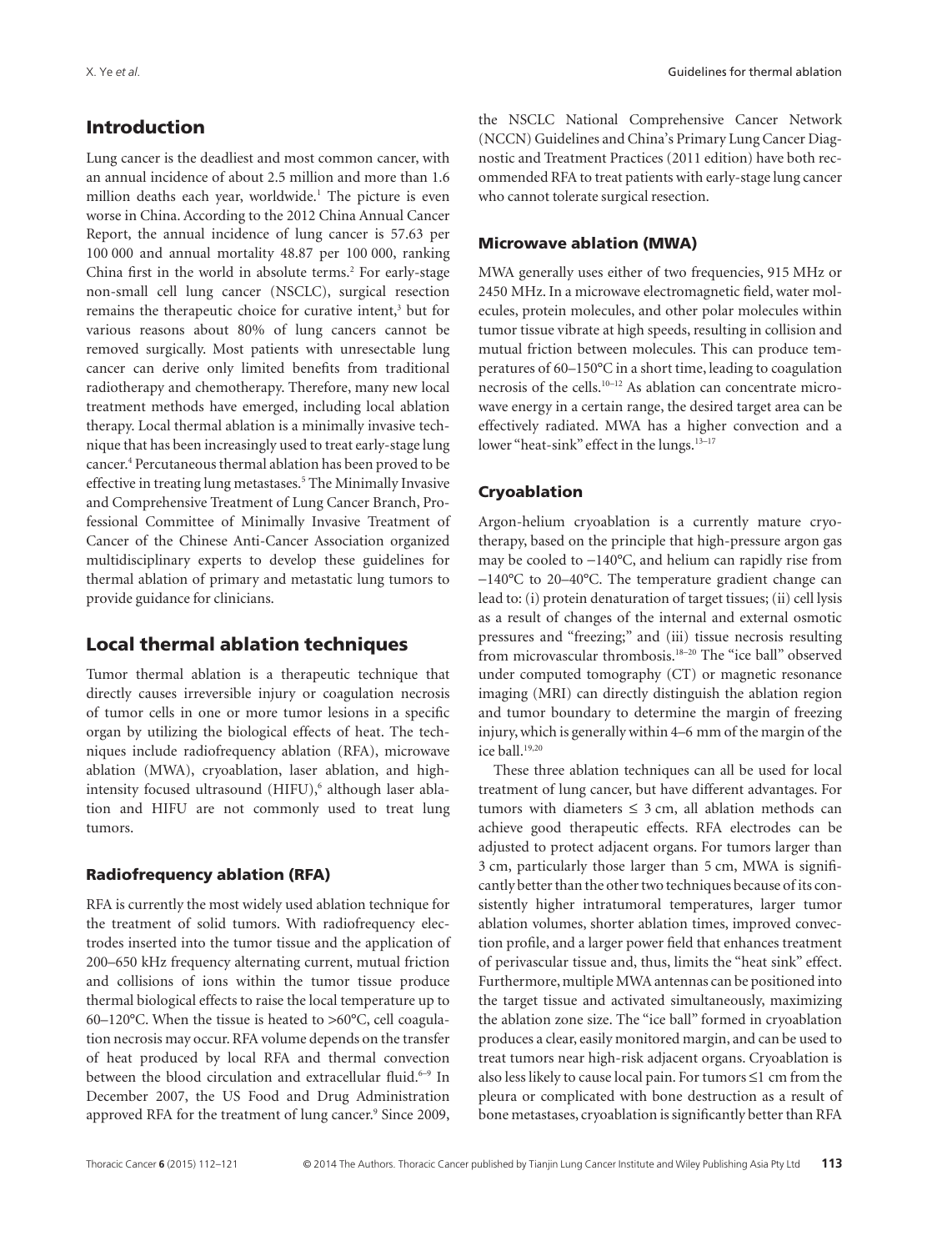## Introduction

Lung cancer is the deadliest and most common cancer, with an annual incidence of about 2.5 million and more than 1.6 million deaths each year, worldwide.[1] The picture is even worse in China. According to the 2012 China Annual Cancer Report, the annual incidence of lung cancer is 57.63 per 100 000 and annual mortality 48.87 per 100 000, ranking China first in the world in absolute terms.[2] For early-stage non-small cell lung cancer (NSCLC), surgical resection remains the therapeutic choice for curative intent,[3] but for various reasons about 80% of lung cancers cannot be removed surgically. Most patients with unresectable lung cancer can derive only limited benefits from traditional radiotherapy and chemotherapy. Therefore, many new local treatment methods have emerged, including local ablation therapy. Local thermal ablation is a minimally invasive technique that has been increasingly used to treat early-stage lung cancer.[4] Percutaneous thermal ablation has been proved to be effective in treating lung metastases.[5] The Minimally Invasive and Comprehensive Treatment of Lung Cancer Branch, Professional Committee of Minimally Invasive Treatment of Cancer of the Chinese Anti-Cancer Association organized multidisciplinary experts to develop these guidelines for thermal ablation of primary and metastatic lung tumors to provide guidance for clinicians.

## Local thermal ablation techniques

Tumor thermal ablation is a therapeutic technique that directly causes irreversible injury or coagulation necrosis of tumor cells in one or more tumor lesions in a specific organ by utilizing the biological effects of heat. The techniques include radiofrequency ablation (RFA), microwave ablation (MWA), cryoablation, laser ablation, and high-intensity focused ultrasound (HIFU),[6] although laser ablation and HIFU are not commonly used to treat lung tumors.

### Radiofrequency ablation (RFA)

RFA is currently the most widely used ablation technique for the treatment of solid tumors. With radiofrequency electrodes inserted into the tumor tissue and the application of 200–650 kHz frequency alternating current, mutual friction and collisions of ions within the tumor tissue produce thermal biological effects to raise the local temperature up to 60–120°C. When the tissue is heated to >60°C, cell coagulation necrosis may occur. RFA volume depends on the transfer of heat produced by local RFA and thermal convection between the blood circulation and extracellular fluid.[6–9] In December 2007, the US Food and Drug Administration approved RFA for the treatment of lung cancer.[9] Since 2009, the NSCLC National Comprehensive Cancer Network (NCCN) Guidelines and China's Primary Lung Cancer Diagnostic and Treatment Practices (2011 edition) have both recommended RFA to treat patients with early-stage lung cancer who cannot tolerate surgical resection.

### Microwave ablation (MWA)

MWA generally uses either of two frequencies, 915 MHz or 2450 MHz. In a microwave electromagnetic field, water molecules, protein molecules, and other polar molecules within tumor tissue vibrate at high speeds, resulting in collision and mutual friction between molecules. This can produce temperatures of 60–150°C in a short time, leading to coagulation necrosis of the cells.[10–12] As ablation can concentrate microwave energy in a certain range, the desired target area can be effectively radiated. MWA has a higher convection and a lower "heat-sink" effect in the lungs.[13–17]

### Cryoablation

Argon-helium cryoablation is a currently mature cryotherapy, based on the principle that high-pressure argon gas may be cooled to −140°C, and helium can rapidly rise from −140°C to 20–40°C. The temperature gradient change can lead to: (i) protein denaturation of target tissues; (ii) cell lysis as a result of changes of the internal and external osmotic pressures and "freezing;" and (iii) tissue necrosis resulting from microvascular thrombosis.[18–20] The "ice ball" observed under computed tomography (CT) or magnetic resonance imaging (MRI) can directly distinguish the ablation region and tumor boundary to determine the margin of freezing injury, which is generally within 4–6 mm of the margin of the ice ball.[19,20]

These three ablation techniques can all be used for local treatment of lung cancer, but have different advantages. For tumors with diameters ≤ 3 cm, all ablation methods can achieve good therapeutic effects. RFA electrodes can be adjusted to protect adjacent organs. For tumors larger than 3 cm, particularly those larger than 5 cm, MWA is significantly better than the other two techniques because of its consistently higher intratumoral temperatures, larger tumor ablation volumes, shorter ablation times, improved convection profile, and a larger power field that enhances treatment of perivascular tissue and, thus, limits the "heat sink" effect. Furthermore, multiple MWA antennas can be positioned into the target tissue and activated simultaneously, maximizing the ablation zone size. The "ice ball" formed in cryoablation produces a clear, easily monitored margin, and can be used to treat tumors near high-risk adjacent organs. Cryoablation is also less likely to cause local pain. For tumors ≤1 cm from the pleura or complicated with bone destruction as a result of bone metastases, cryoablation is significantly better than RFA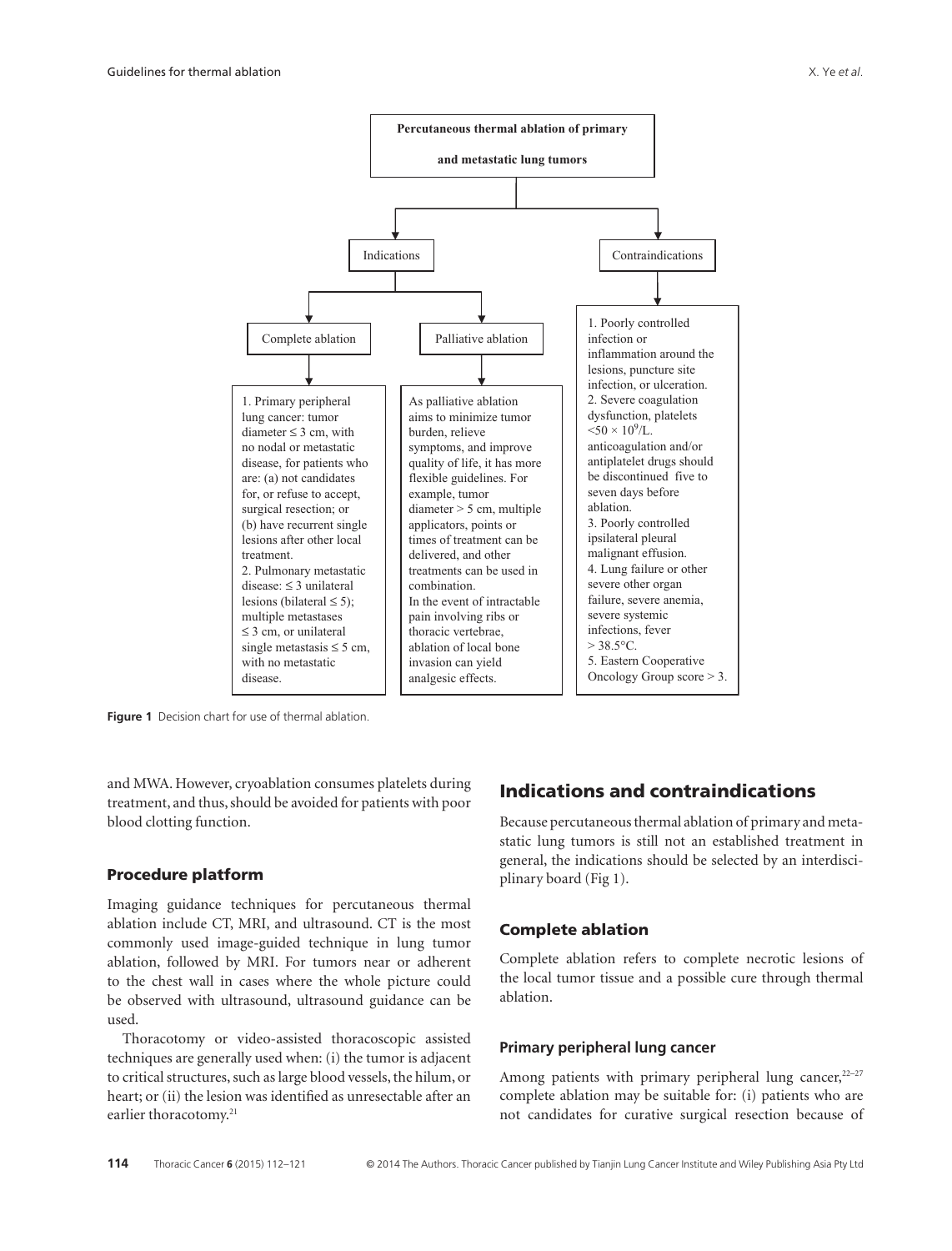Percutaneous thermal ablation of primary and metastatic lung tumors

Indications

Complete ablation

1. Primary peripheral lung cancer: tumor diameter ≤ 3 cm, with no nodal or metastatic disease, for patients who are: (a) not candidates for, or refuse to accept, surgical resection; or (b) have recurrent single lesions after other local treatment.
2. Pulmonary metastatic disease: ≤ 3 unilateral lesions (bilateral ≤ 5); multiple metastases ≤ 3 cm, or unilateral single metastasis ≤ 5 cm, with no metastatic disease.

Palliative ablation

As palliative ablation aims to minimize tumor burden, relieve symptoms, and improve quality of life, it has more flexible guidelines. For example, tumor diameter > 5 cm, multiple applicators, points or times of treatment can be delivered, and other treatments can be used in combination.
In the event of intractable pain involving ribs or thoracic vertebrae, ablation of local bone invasion can yield analgesic effects.

Contraindications

1. Poorly controlled infection or inflammation around the lesions, puncture site infection, or ulceration.
2. Severe coagulation dysfunction, platelets $<50 \times 10^9$/L. anticoagulation and/or antiplatelet drugs should be discontinued five to seven days before ablation.
3. Poorly controlled ipsilateral pleural malignant effusion.
4. Lung failure or other severe other organ failure, severe anemia, severe systemic infections, fever > 38.5°C.
5. Eastern Cooperative Oncology Group score > 3.

**Figure 1** Decision chart for use of thermal ablation.

and MWA. However, cryoablation consumes platelets during treatment, and thus, should be avoided for patients with poor blood clotting function.

### Procedure platform

Imaging guidance techniques for percutaneous thermal ablation include CT, MRI, and ultrasound. CT is the most commonly used image-guided technique in lung tumor ablation, followed by MRI. For tumors near or adherent to the chest wall in cases where the whole picture could be observed with ultrasound, ultrasound guidance can be used.

Thoracotomy or video-assisted thoracoscopic assisted techniques are generally used when: (i) the tumor is adjacent to critical structures, such as large blood vessels, the hilum, or heart; or (ii) the lesion was identified as unresectable after an earlier thoracotomy.[21]

## Indications and contraindications

Because percutaneous thermal ablation of primary and metastatic lung tumors is still not an established treatment in general, the indications should be selected by an interdisciplinary board (Fig 1).

### Complete ablation

Complete ablation refers to complete necrotic lesions of the local tumor tissue and a possible cure through thermal ablation.

#### Primary peripheral lung cancer

Among patients with primary peripheral lung cancer,[22–27] complete ablation may be suitable for: (i) patients who are not candidates for curative surgical resection because of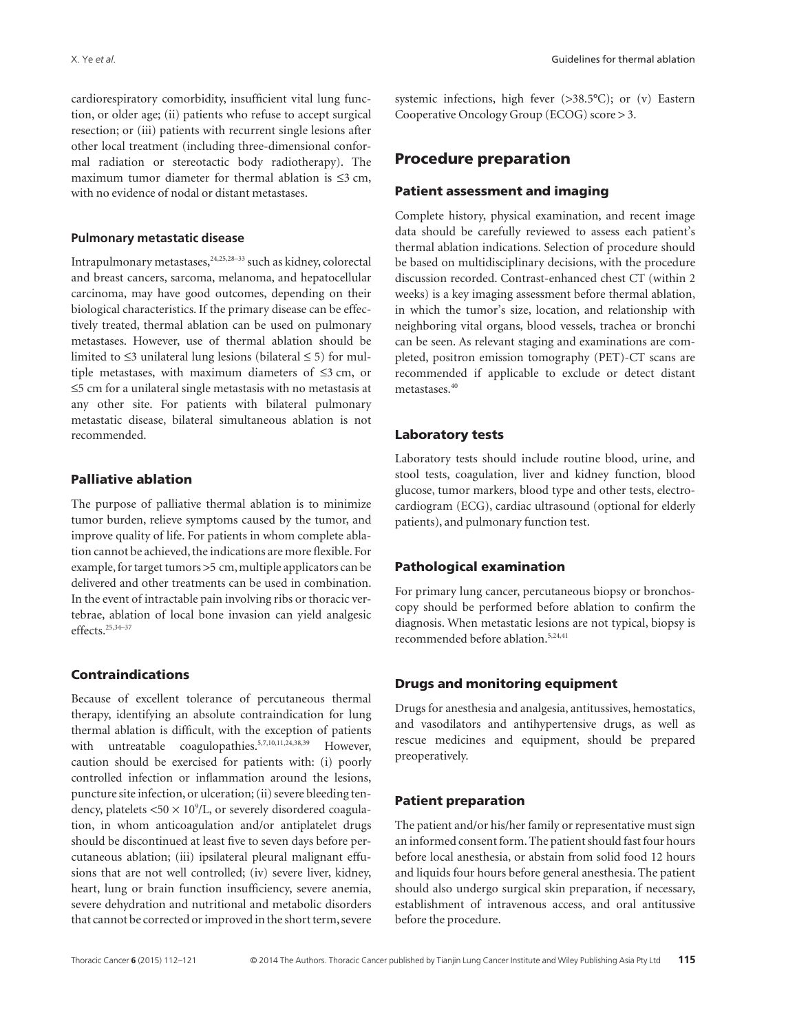cardiorespiratory comorbidity, insufficient vital lung function, or older age; (ii) patients who refuse to accept surgical resection; or (iii) patients with recurrent single lesions after other local treatment (including three-dimensional conformal radiation or stereotactic body radiotherapy). The maximum tumor diameter for thermal ablation is ≤3 cm, with no evidence of nodal or distant metastases.

#### Pulmonary metastatic disease

Intrapulmonary metastases,[24,25,28–33] such as kidney, colorectal and breast cancers, sarcoma, melanoma, and hepatocellular carcinoma, may have good outcomes, depending on their biological characteristics. If the primary disease can be effectively treated, thermal ablation can be used on pulmonary metastases. However, use of thermal ablation should be limited to ≤3 unilateral lung lesions (bilateral ≤ 5) for multiple metastases, with maximum diameters of ≤3 cm, or ≤5 cm for a unilateral single metastasis with no metastasis at any other site. For patients with bilateral pulmonary metastatic disease, bilateral simultaneous ablation is not recommended.

### Palliative ablation

The purpose of palliative thermal ablation is to minimize tumor burden, relieve symptoms caused by the tumor, and improve quality of life. For patients in whom complete ablation cannot be achieved, the indications are more flexible. For example, for target tumors >5 cm, multiple applicators can be delivered and other treatments can be used in combination. In the event of intractable pain involving ribs or thoracic vertebrae, ablation of local bone invasion can yield analgesic effects.[25,34–37]

### Contraindications

Because of excellent tolerance of percutaneous thermal therapy, identifying an absolute contraindication for lung thermal ablation is difficult, with the exception of patients with untreatable coagulopathies.[5,7,10,11,24,38,39] However, caution should be exercised for patients with: (i) poorly controlled infection or inflammation around the lesions, puncture site infection, or ulceration; (ii) severe bleeding tendency, platelets $<50 \times 10^9$/L, or severely disordered coagulation, in whom anticoagulation and/or antiplatelet drugs should be discontinued at least five to seven days before percutaneous ablation; (iii) ipsilateral pleural malignant effusions that are not well controlled; (iv) severe liver, kidney, heart, lung or brain function insufficiency, severe anemia, severe dehydration and nutritional and metabolic disorders that cannot be corrected or improved in the short term, severe systemic infections, high fever (>38.5°C); or (v) Eastern Cooperative Oncology Group (ECOG) score > 3.

## Procedure preparation

### Patient assessment and imaging

Complete history, physical examination, and recent image data should be carefully reviewed to assess each patient's thermal ablation indications. Selection of procedure should be based on multidisciplinary decisions, with the procedure discussion recorded. Contrast-enhanced chest CT (within 2 weeks) is a key imaging assessment before thermal ablation, in which the tumor's size, location, and relationship with neighboring vital organs, blood vessels, trachea or bronchi can be seen. As relevant staging and examinations are completed, positron emission tomography (PET)-CT scans are recommended if applicable to exclude or detect distant metastases.[40]

### Laboratory tests

Laboratory tests should include routine blood, urine, and stool tests, coagulation, liver and kidney function, blood glucose, tumor markers, blood type and other tests, electrocardiogram (ECG), cardiac ultrasound (optional for elderly patients), and pulmonary function test.

### Pathological examination

For primary lung cancer, percutaneous biopsy or bronchoscopy should be performed before ablation to confirm the diagnosis. When metastatic lesions are not typical, biopsy is recommended before ablation.[5,24,41]

### Drugs and monitoring equipment

Drugs for anesthesia and analgesia, antitussives, hemostatics, and vasodilators and antihypertensive drugs, as well as rescue medicines and equipment, should be prepared preoperatively.

### Patient preparation

The patient and/or his/her family or representative must sign an informed consent form. The patient should fast four hours before local anesthesia, or abstain from solid food 12 hours and liquids four hours before general anesthesia. The patient should also undergo surgical skin preparation, if necessary, establishment of intravenous access, and oral antitussive before the procedure.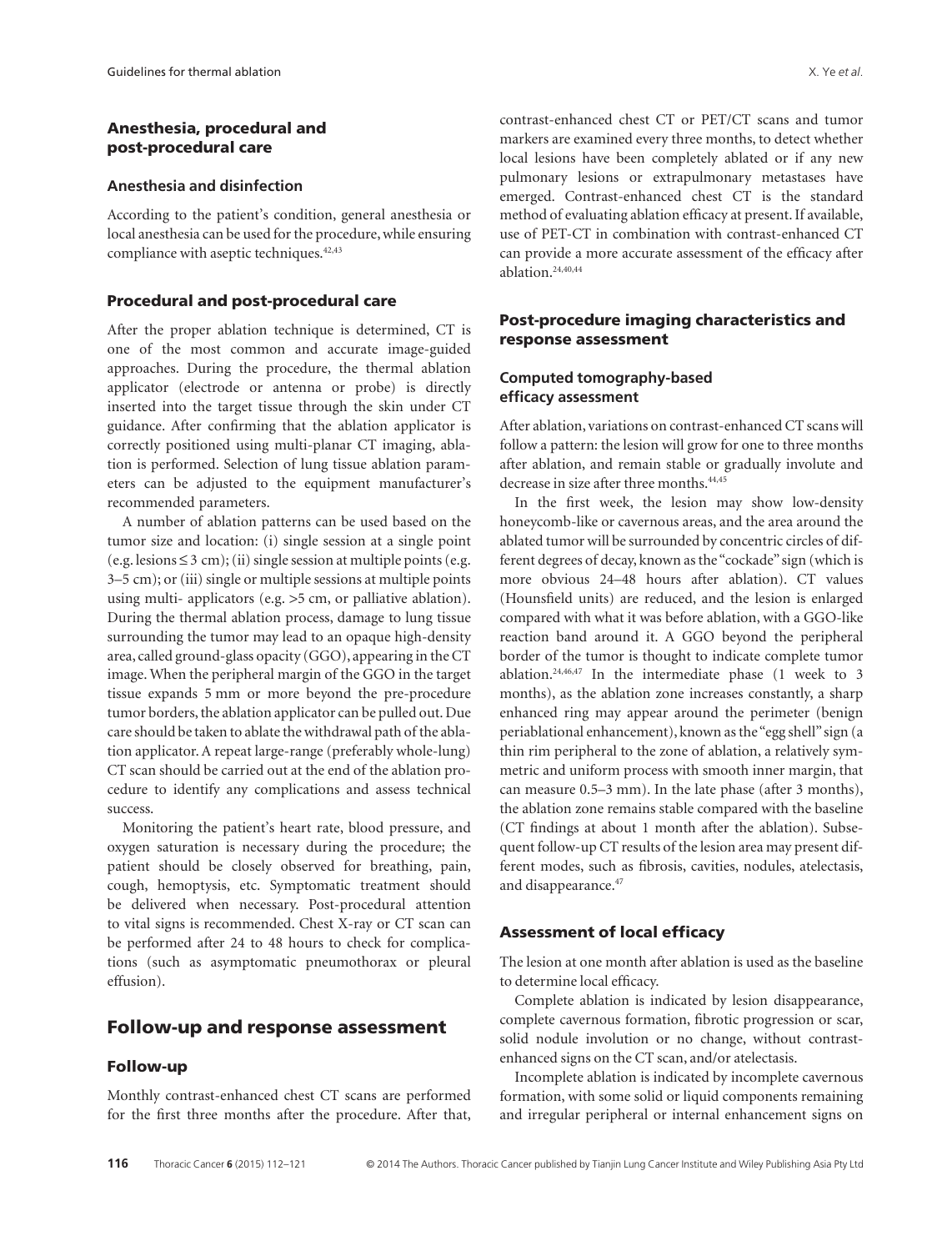## Anesthesia, procedural and post-procedural care

### Anesthesia and disinfection

According to the patient's condition, general anesthesia or local anesthesia can be used for the procedure, while ensuring compliance with aseptic techniques.[42,43]

### Procedural and post-procedural care

After the proper ablation technique is determined, CT is one of the most common and accurate image-guided approaches. During the procedure, the thermal ablation applicator (electrode or antenna or probe) is directly inserted into the target tissue through the skin under CT guidance. After confirming that the ablation applicator is correctly positioned using multi-planar CT imaging, ablation is performed. Selection of lung tissue ablation parameters can be adjusted to the equipment manufacturer's recommended parameters.

A number of ablation patterns can be used based on the tumor size and location: (i) single session at a single point (e.g. lesions ≤ 3 cm); (ii) single session at multiple points (e.g. 3–5 cm); or (iii) single or multiple sessions at multiple points using multi- applicators (e.g. >5 cm, or palliative ablation). During the thermal ablation process, damage to lung tissue surrounding the tumor may lead to an opaque high-density area, called ground-glass opacity (GGO), appearing in the CT image. When the peripheral margin of the GGO in the target tissue expands 5 mm or more beyond the pre-procedure tumor borders, the ablation applicator can be pulled out. Due care should be taken to ablate the withdrawal path of the ablation applicator. A repeat large-range (preferably whole-lung) CT scan should be carried out at the end of the ablation procedure to identify any complications and assess technical success.

Monitoring the patient's heart rate, blood pressure, and oxygen saturation is necessary during the procedure; the patient should be closely observed for breathing, pain, cough, hemoptysis, etc. Symptomatic treatment should be delivered when necessary. Post-procedural attention to vital signs is recommended. Chest X-ray or CT scan can be performed after 24 to 48 hours to check for complications (such as asymptomatic pneumothorax or pleural effusion).

## Follow-up and response assessment

### Follow-up

Monthly contrast-enhanced chest CT scans are performed for the first three months after the procedure. After that, contrast-enhanced chest CT or PET/CT scans and tumor markers are examined every three months, to detect whether local lesions have been completely ablated or if any new pulmonary lesions or extrapulmonary metastases have emerged. Contrast-enhanced chest CT is the standard method of evaluating ablation efficacy at present. If available, use of PET-CT in combination with contrast-enhanced CT can provide a more accurate assessment of the efficacy after ablation.[24,40,44]

### Post-procedure imaging characteristics and response assessment

#### Computed tomography-based efficacy assessment

After ablation, variations on contrast-enhanced CT scans will follow a pattern: the lesion will grow for one to three months after ablation, and remain stable or gradually involute and decrease in size after three months.[44,45]

In the first week, the lesion may show low-density honeycomb-like or cavernous areas, and the area around the ablated tumor will be surrounded by concentric circles of different degrees of decay, known as the "cockade" sign (which is more obvious 24–48 hours after ablation). CT values (Hounsfield units) are reduced, and the lesion is enlarged compared with what it was before ablation, with a GGO-like reaction band around it. A GGO beyond the peripheral border of the tumor is thought to indicate complete tumor ablation.[24,46,47] In the intermediate phase (1 week to 3 months), as the ablation zone increases constantly, a sharp enhanced ring may appear around the perimeter (benign periablational enhancement), known as the "egg shell" sign (a thin rim peripheral to the zone of ablation, a relatively symmetric and uniform process with smooth inner margin, that can measure 0.5–3 mm). In the late phase (after 3 months), the ablation zone remains stable compared with the baseline (CT findings at about 1 month after the ablation). Subsequent follow-up CT results of the lesion area may present different modes, such as fibrosis, cavities, nodules, atelectasis, and disappearance.[47]

### Assessment of local efficacy

The lesion at one month after ablation is used as the baseline to determine local efficacy.

Complete ablation is indicated by lesion disappearance, complete cavernous formation, fibrotic progression or scar, solid nodule involution or no change, without contrast-enhanced signs on the CT scan, and/or atelectasis.

Incomplete ablation is indicated by incomplete cavernous formation, with some solid or liquid components remaining and irregular peripheral or internal enhancement signs on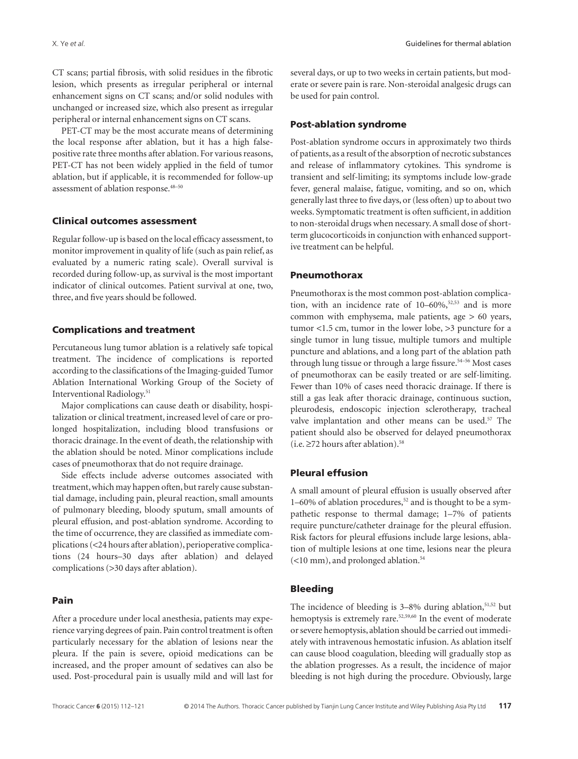CT scans; partial fibrosis, with solid residues in the fibrotic lesion, which presents as irregular peripheral or internal enhancement signs on CT scans; and/or solid nodules with unchanged or increased size, which also present as irregular peripheral or internal enhancement signs on CT scans.

PET-CT may be the most accurate means of determining the local response after ablation, but it has a high false-positive rate three months after ablation. For various reasons, PET-CT has not been widely applied in the field of tumor ablation, but if applicable, it is recommended for follow-up assessment of ablation response.[48–50]

## Clinical outcomes assessment

Regular follow-up is based on the local efficacy assessment, to monitor improvement in quality of life (such as pain relief, as evaluated by a numeric rating scale). Overall survival is recorded during follow-up, as survival is the most important indicator of clinical outcomes. Patient survival at one, two, three, and five years should be followed.

## Complications and treatment

Percutaneous lung tumor ablation is a relatively safe topical treatment. The incidence of complications is reported according to the classifications of the Imaging-guided Tumor Ablation International Working Group of the Society of Interventional Radiology.[51]

Major complications can cause death or disability, hospitalization or clinical treatment, increased level of care or prolonged hospitalization, including blood transfusions or thoracic drainage. In the event of death, the relationship with the ablation should be noted. Minor complications include cases of pneumothorax that do not require drainage.

Side effects include adverse outcomes associated with treatment, which may happen often, but rarely cause substantial damage, including pain, pleural reaction, small amounts of pulmonary bleeding, bloody sputum, small amounts of pleural effusion, and post-ablation syndrome. According to the time of occurrence, they are classified as immediate complications (<24 hours after ablation), perioperative complications (24 hours–30 days after ablation) and delayed complications (>30 days after ablation).

## Pain

After a procedure under local anesthesia, patients may experience varying degrees of pain. Pain control treatment is often particularly necessary for the ablation of lesions near the pleura. If the pain is severe, opioid medications can be increased, and the proper amount of sedatives can also be used. Post-procedural pain is usually mild and will last for several days, or up to two weeks in certain patients, but moderate or severe pain is rare. Non-steroidal analgesic drugs can be used for pain control.

## Post-ablation syndrome

Post-ablation syndrome occurs in approximately two thirds of patients, as a result of the absorption of necrotic substances and release of inflammatory cytokines. This syndrome is transient and self-limiting; its symptoms include low-grade fever, general malaise, fatigue, vomiting, and so on, which generally last three to five days, or (less often) up to about two weeks. Symptomatic treatment is often sufficient, in addition to non-steroidal drugs when necessary. A small dose of short-term glucocorticoids in conjunction with enhanced supportive treatment can be helpful.

## Pneumothorax

Pneumothorax is the most common post-ablation complication, with an incidence rate of 10–60%,[52,53] and is more common with emphysema, male patients, age > 60 years, tumor <1.5 cm, tumor in the lower lobe, >3 puncture for a single tumor in lung tissue, multiple tumors and multiple puncture and ablations, and a long part of the ablation path through lung tissue or through a large fissure.[54–56] Most cases of pneumothorax can be easily treated or are self-limiting. Fewer than 10% of cases need thoracic drainage. If there is still a gas leak after thoracic drainage, continuous suction, pleurodesis, endoscopic injection sclerotherapy, tracheal valve implantation and other means can be used.[57] The patient should also be observed for delayed pneumothorax (i.e. ≥72 hours after ablation).[58]

## Pleural effusion

A small amount of pleural effusion is usually observed after 1–60% of ablation procedures,[52] and is thought to be a sympathetic response to thermal damage; 1–7% of patients require puncture/catheter drainage for the pleural effusion. Risk factors for pleural effusions include large lesions, ablation of multiple lesions at one time, lesions near the pleura (<10 mm), and prolonged ablation.[54]

## Bleeding

The incidence of bleeding is 3–8% during ablation,[51,52] but hemoptysis is extremely rare.[52,59,60] In the event of moderate or severe hemoptysis, ablation should be carried out immediately with intravenous hemostatic infusion. As ablation itself can cause blood coagulation, bleeding will gradually stop as the ablation progresses. As a result, the incidence of major bleeding is not high during the procedure. Obviously, large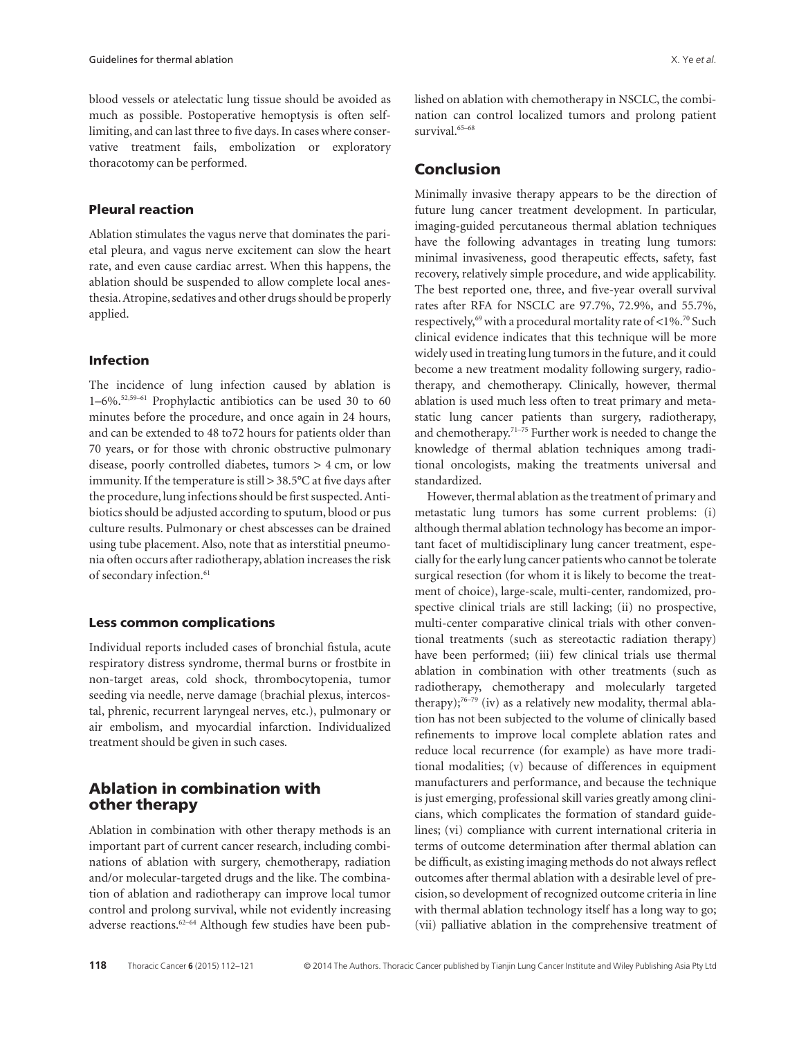blood vessels or atelectatic lung tissue should be avoided as much as possible. Postoperative hemoptysis is often self-limiting, and can last three to five days. In cases where conservative treatment fails, embolization or exploratory thoracotomy can be performed.

### Pleural reaction

Ablation stimulates the vagus nerve that dominates the parietal pleura, and vagus nerve excitement can slow the heart rate, and even cause cardiac arrest. When this happens, the ablation should be suspended to allow complete local anesthesia. Atropine, sedatives and other drugs should be properly applied.

### Infection

The incidence of lung infection caused by ablation is 1–6%.[52,59–61] Prophylactic antibiotics can be used 30 to 60 minutes before the procedure, and once again in 24 hours, and can be extended to 48 to72 hours for patients older than 70 years, or for those with chronic obstructive pulmonary disease, poorly controlled diabetes, tumors > 4 cm, or low immunity. If the temperature is still > 38.5°C at five days after the procedure, lung infections should be first suspected. Antibiotics should be adjusted according to sputum, blood or pus culture results. Pulmonary or chest abscesses can be drained using tube placement. Also, note that as interstitial pneumonia often occurs after radiotherapy, ablation increases the risk of secondary infection.[61]

### Less common complications

Individual reports included cases of bronchial fistula, acute respiratory distress syndrome, thermal burns or frostbite in non-target areas, cold shock, thrombocytopenia, tumor seeding via needle, nerve damage (brachial plexus, intercostal, phrenic, recurrent laryngeal nerves, etc.), pulmonary or air embolism, and myocardial infarction. Individualized treatment should be given in such cases.

## Ablation in combination with other therapy

Ablation in combination with other therapy methods is an important part of current cancer research, including combinations of ablation with surgery, chemotherapy, radiation and/or molecular-targeted drugs and the like. The combination of ablation and radiotherapy can improve local tumor control and prolong survival, while not evidently increasing adverse reactions.[62–64] Although few studies have been published on ablation with chemotherapy in NSCLC, the combination can control localized tumors and prolong patient survival.[65–68]

## Conclusion

Minimally invasive therapy appears to be the direction of future lung cancer treatment development. In particular, imaging-guided percutaneous thermal ablation techniques have the following advantages in treating lung tumors: minimal invasiveness, good therapeutic effects, safety, fast recovery, relatively simple procedure, and wide applicability. The best reported one, three, and five-year overall survival rates after RFA for NSCLC are 97.7%, 72.9%, and 55.7%, respectively,[69] with a procedural mortality rate of <1%.[70] Such clinical evidence indicates that this technique will be more widely used in treating lung tumors in the future, and it could become a new treatment modality following surgery, radiotherapy, and chemotherapy. Clinically, however, thermal ablation is used much less often to treat primary and metastatic lung cancer patients than surgery, radiotherapy, and chemotherapy.[71–75] Further work is needed to change the knowledge of thermal ablation techniques among traditional oncologists, making the treatments universal and standardized.

However, thermal ablation as the treatment of primary and metastatic lung tumors has some current problems: (i) although thermal ablation technology has become an important facet of multidisciplinary lung cancer treatment, especially for the early lung cancer patients who cannot be tolerate surgical resection (for whom it is likely to become the treatment of choice), large-scale, multi-center, randomized, prospective clinical trials are still lacking; (ii) no prospective, multi-center comparative clinical trials with other conventional treatments (such as stereotactic radiation therapy) have been performed; (iii) few clinical trials use thermal ablation in combination with other treatments (such as radiotherapy, chemotherapy and molecularly targeted therapy);[76–79] (iv) as a relatively new modality, thermal ablation has not been subjected to the volume of clinically based refinements to improve local complete ablation rates and reduce local recurrence (for example) as have more traditional modalities; (v) because of differences in equipment manufacturers and performance, and because the technique is just emerging, professional skill varies greatly among clinicians, which complicates the formation of standard guidelines; (vi) compliance with current international criteria in terms of outcome determination after thermal ablation can be difficult, as existing imaging methods do not always reflect outcomes after thermal ablation with a desirable level of precision, so development of recognized outcome criteria in line with thermal ablation technology itself has a long way to go; (vii) palliative ablation in the comprehensive treatment of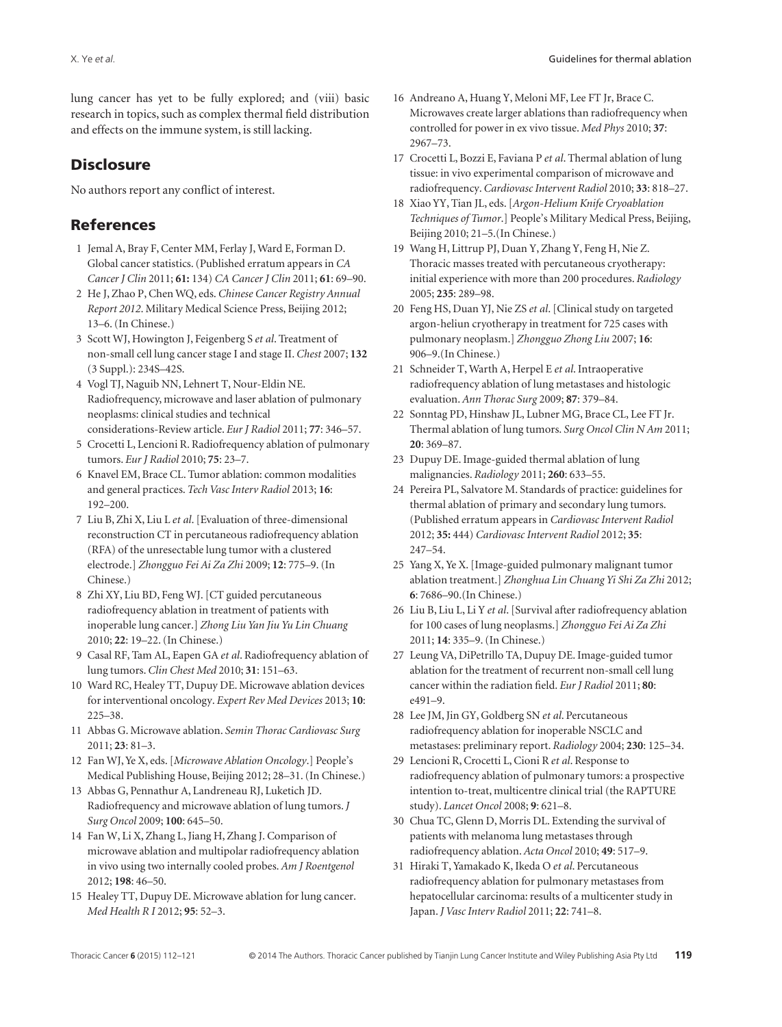lung cancer has yet to be fully explored; and (viii) basic research in topics, such as complex thermal field distribution and effects on the immune system, is still lacking.

## Disclosure

No authors report any conflict of interest.

## References

1. Jemal A, Bray F, Center MM, Ferlay J, Ward E, Forman D. Global cancer statistics. (Published erratum appears in *CA Cancer J Clin* 2011; **61:** 134) *CA Cancer J Clin* 2011; **61**: 69–90.
2. He J, Zhao P, Chen WQ, eds. *Chinese Cancer Registry Annual Report 2012*. Military Medical Science Press, Beijing 2012; 13–6. (In Chinese.)
3. Scott WJ, Howington J, Feigenberg S *et al*. Treatment of non-small cell lung cancer stage I and stage II. *Chest* 2007; **132** (3 Suppl.): 234S–42S.
4. Vogl TJ, Naguib NN, Lehnert T, Nour-Eldin NE. Radiofrequency, microwave and laser ablation of pulmonary neoplasms: clinical studies and technical considerations-Review article. *Eur J Radiol* 2011; **77**: 346–57.
5. Crocetti L, Lencioni R. Radiofrequency ablation of pulmonary tumors. *Eur J Radiol* 2010; **75**: 23–7.
6. Knavel EM, Brace CL. Tumor ablation: common modalities and general practices. *Tech Vasc Interv Radiol* 2013; **16**: 192–200.
7. Liu B, Zhi X, Liu L *et al*. [Evaluation of three-dimensional reconstruction CT in percutaneous radiofrequency ablation (RFA) of the unresectable lung tumor with a clustered electrode.] *Zhongguo Fei Ai Za Zhi* 2009; **12**: 775–9. (In Chinese.)
8. Zhi XY, Liu BD, Feng WJ. [CT guided percutaneous radiofrequency ablation in treatment of patients with inoperable lung cancer.] *Zhong Liu Yan Jiu Yu Lin Chuang* 2010; **22**: 19–22. (In Chinese.)
9. Casal RF, Tam AL, Eapen GA *et al*. Radiofrequency ablation of lung tumors. *Clin Chest Med* 2010; **31**: 151–63.
10. Ward RC, Healey TT, Dupuy DE. Microwave ablation devices for interventional oncology. *Expert Rev Med Devices* 2013; **10**: 225–38.
11. Abbas G. Microwave ablation. *Semin Thorac Cardiovasc Surg* 2011; **23**: 81–3.
12. Fan WJ, Ye X, eds. [*Microwave Ablation Oncology*.] People's Medical Publishing House, Beijing 2012; 28–31. (In Chinese.)
13. Abbas G, Pennathur A, Landreneau RJ, Luketich JD. Radiofrequency and microwave ablation of lung tumors. *J Surg Oncol* 2009; **100**: 645–50.
14. Fan W, Li X, Zhang L, Jiang H, Zhang J. Comparison of microwave ablation and multipolar radiofrequency ablation in vivo using two internally cooled probes. *Am J Roentgenol* 2012; **198**: 46–50.
15. Healey TT, Dupuy DE. Microwave ablation for lung cancer. *Med Health R I* 2012; **95**: 52–3.
16. Andreano A, Huang Y, Meloni MF, Lee FT Jr, Brace C. Microwaves create larger ablations than radiofrequency when controlled for power in ex vivo tissue. *Med Phys* 2010; **37**: 2967–73.
17. Crocetti L, Bozzi E, Faviana P *et al*. Thermal ablation of lung tissue: in vivo experimental comparison of microwave and radiofrequency. *Cardiovasc Intervent Radiol* 2010; **33**: 818–27.
18. Xiao YY, Tian JL, eds. [*Argon-Helium Knife Cryoablation Techniques of Tumor*.] People's Military Medical Press, Beijing, Beijing 2010; 21–5.(In Chinese.)
19. Wang H, Littrup PJ, Duan Y, Zhang Y, Feng H, Nie Z. Thoracic masses treated with percutaneous cryotherapy: initial experience with more than 200 procedures. *Radiology* 2005; **235**: 289–98.
20. Feng HS, Duan YJ, Nie ZS *et al*. [Clinical study on targeted argon-heliun cryotherapy in treatment for 725 cases with pulmonary neoplasm.] *Zhongguo Zhong Liu* 2007; **16**: 906–9.(In Chinese.)
21. Schneider T, Warth A, Herpel E *et al*. Intraoperative radiofrequency ablation of lung metastases and histologic evaluation. *Ann Thorac Surg* 2009; **87**: 379–84.
22. Sonntag PD, Hinshaw JL, Lubner MG, Brace CL, Lee FT Jr. Thermal ablation of lung tumors. *Surg Oncol Clin N Am* 2011; **20**: 369–87.
23. Dupuy DE. Image-guided thermal ablation of lung malignancies. *Radiology* 2011; **260**: 633–55.
24. Pereira PL, Salvatore M. Standards of practice: guidelines for thermal ablation of primary and secondary lung tumors. (Published erratum appears in *Cardiovasc Intervent Radiol* 2012; **35:** 444) *Cardiovasc Intervent Radiol* 2012; **35**: 247–54.
25. Yang X, Ye X. [Image-guided pulmonary malignant tumor ablation treatment.] *Zhonghua Lin Chuang Yi Shi Za Zhi* 2012; **6**: 7686–90.(In Chinese.)
26. Liu B, Liu L, Li Y *et al*. [Survival after radiofrequency ablation for 100 cases of lung neoplasms.] *Zhongguo Fei Ai Za Zhi* 2011; **14**: 335–9. (In Chinese.)
27. Leung VA, DiPetrillo TA, Dupuy DE. Image-guided tumor ablation for the treatment of recurrent non-small cell lung cancer within the radiation field. *Eur J Radiol* 2011; **80**: e491–9.
28. Lee JM, Jin GY, Goldberg SN *et al*. Percutaneous radiofrequency ablation for inoperable NSCLC and metastases: preliminary report. *Radiology* 2004; **230**: 125–34.
29. Lencioni R, Crocetti L, Cioni R *et al*. Response to radiofrequency ablation of pulmonary tumors: a prospective intention to-treat, multicentre clinical trial (the RAPTURE study). *Lancet Oncol* 2008; **9**: 621–8.
30. Chua TC, Glenn D, Morris DL. Extending the survival of patients with melanoma lung metastases through radiofrequency ablation. *Acta Oncol* 2010; **49**: 517–9.
31. Hiraki T, Yamakado K, Ikeda O *et al*. Percutaneous radiofrequency ablation for pulmonary metastases from hepatocellular carcinoma: results of a multicenter study in Japan. *J Vasc Interv Radiol* 2011; **22**: 741–8.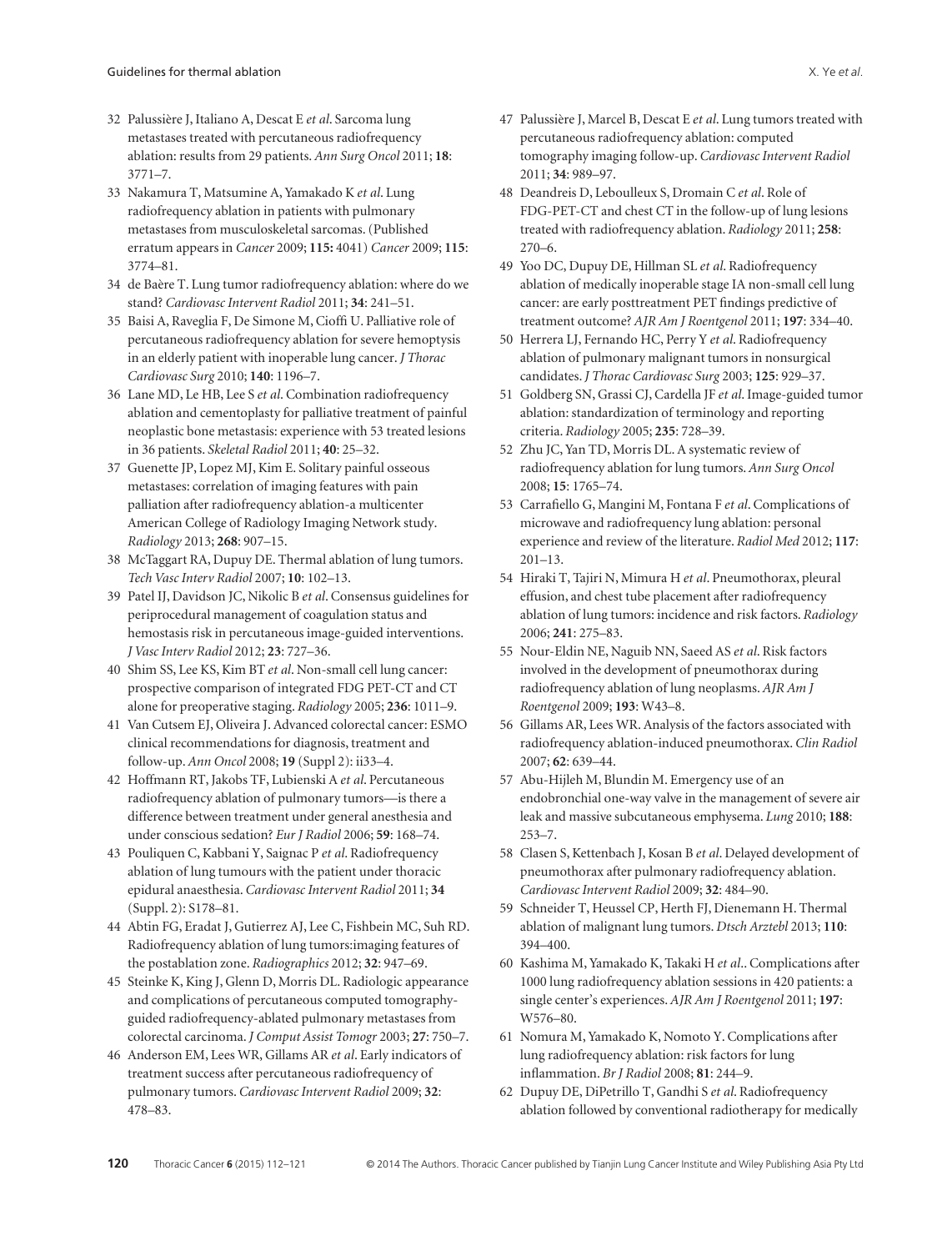32 Palussière J, Italiano A, Descat E *et al*. Sarcoma lung metastases treated with percutaneous radiofrequency ablation: results from 29 patients. *Ann Surg Oncol* 2011; **18**: 3771–7.

33 Nakamura T, Matsumine A, Yamakado K *et al*. Lung radiofrequency ablation in patients with pulmonary metastases from musculoskeletal sarcomas. (Published erratum appears in *Cancer* 2009; **115:** 4041) *Cancer* 2009; **115**: 3774–81.

34 de Baère T. Lung tumor radiofrequency ablation: where do we stand? *Cardiovasc Intervent Radiol* 2011; **34**: 241–51.

35 Baisi A, Raveglia F, De Simone M, Cioffi U. Palliative role of percutaneous radiofrequency ablation for severe hemoptysis in an elderly patient with inoperable lung cancer. *J Thorac Cardiovasc Surg* 2010; **140**: 1196–7.

36 Lane MD, Le HB, Lee S *et al*. Combination radiofrequency ablation and cementoplasty for palliative treatment of painful neoplastic bone metastasis: experience with 53 treated lesions in 36 patients. *Skeletal Radiol* 2011; **40**: 25–32.

37 Guenette JP, Lopez MJ, Kim E. Solitary painful osseous metastases: correlation of imaging features with pain palliation after radiofrequency ablation-a multicenter American College of Radiology Imaging Network study. *Radiology* 2013; **268**: 907–15.

38 McTaggart RA, Dupuy DE. Thermal ablation of lung tumors. *Tech Vasc Interv Radiol* 2007; **10**: 102–13.

39 Patel IJ, Davidson JC, Nikolic B *et al*. Consensus guidelines for periprocedural management of coagulation status and hemostasis risk in percutaneous image-guided interventions. *J Vasc Interv Radiol* 2012; **23**: 727–36.

40 Shim SS, Lee KS, Kim BT *et al*. Non-small cell lung cancer: prospective comparison of integrated FDG PET-CT and CT alone for preoperative staging. *Radiology* 2005; **236**: 1011–9.

41 Van Cutsem EJ, Oliveira J. Advanced colorectal cancer: ESMO clinical recommendations for diagnosis, treatment and follow-up. *Ann Oncol* 2008; **19** (Suppl 2): ii33–4.

42 Hoffmann RT, Jakobs TF, Lubienski A *et al*. Percutaneous radiofrequency ablation of pulmonary tumors—is there a difference between treatment under general anesthesia and under conscious sedation? *Eur J Radiol* 2006; **59**: 168–74.

43 Pouliquen C, Kabbani Y, Saignac P *et al*. Radiofrequency ablation of lung tumours with the patient under thoracic epidural anaesthesia. *Cardiovasc Intervent Radiol* 2011; **34** (Suppl. 2): S178–81.

44 Abtin FG, Eradat J, Gutierrez AJ, Lee C, Fishbein MC, Suh RD. Radiofrequency ablation of lung tumors:imaging features of the postablation zone. *Radiographics* 2012; **32**: 947–69.

45 Steinke K, King J, Glenn D, Morris DL. Radiologic appearance and complications of percutaneous computed tomography-guided radiofrequency-ablated pulmonary metastases from colorectal carcinoma. *J Comput Assist Tomogr* 2003; **27**: 750–7.

46 Anderson EM, Lees WR, Gillams AR *et al*. Early indicators of treatment success after percutaneous radiofrequency of pulmonary tumors. *Cardiovasc Intervent Radiol* 2009; **32**: 478–83.

47 Palussière J, Marcel B, Descat E *et al*. Lung tumors treated with percutaneous radiofrequency ablation: computed tomography imaging follow-up. *Cardiovasc Intervent Radiol* 2011; **34**: 989–97.

48 Deandreis D, Leboulleux S, Dromain C *et al*. Role of FDG-PET-CT and chest CT in the follow-up of lung lesions treated with radiofrequency ablation. *Radiology* 2011; **258**: 270–6.

49 Yoo DC, Dupuy DE, Hillman SL *et al*. Radiofrequency ablation of medically inoperable stage IA non-small cell lung cancer: are early posttreatment PET findings predictive of treatment outcome? *AJR Am J Roentgenol* 2011; **197**: 334–40.

50 Herrera LJ, Fernando HC, Perry Y *et al*. Radiofrequency ablation of pulmonary malignant tumors in nonsurgical candidates. *J Thorac Cardiovasc Surg* 2003; **125**: 929–37.

51 Goldberg SN, Grassi CJ, Cardella JF *et al*. Image-guided tumor ablation: standardization of terminology and reporting criteria. *Radiology* 2005; **235**: 728–39.

52 Zhu JC, Yan TD, Morris DL. A systematic review of radiofrequency ablation for lung tumors. *Ann Surg Oncol* 2008; **15**: 1765–74.

53 Carrafiello G, Mangini M, Fontana F *et al*. Complications of microwave and radiofrequency lung ablation: personal experience and review of the literature. *Radiol Med* 2012; **117**: 201–13.

54 Hiraki T, Tajiri N, Mimura H *et al*. Pneumothorax, pleural effusion, and chest tube placement after radiofrequency ablation of lung tumors: incidence and risk factors. *Radiology* 2006; **241**: 275–83.

55 Nour-Eldin NE, Naguib NN, Saeed AS *et al*. Risk factors involved in the development of pneumothorax during radiofrequency ablation of lung neoplasms. *AJR Am J Roentgenol* 2009; **193**: W43–8.

56 Gillams AR, Lees WR. Analysis of the factors associated with radiofrequency ablation-induced pneumothorax. *Clin Radiol* 2007; **62**: 639–44.

57 Abu-Hijleh M, Blundin M. Emergency use of an endobronchial one-way valve in the management of severe air leak and massive subcutaneous emphysema. *Lung* 2010; **188**: 253–7.

58 Clasen S, Kettenbach J, Kosan B *et al*. Delayed development of pneumothorax after pulmonary radiofrequency ablation. *Cardiovasc Intervent Radiol* 2009; **32**: 484–90.

59 Schneider T, Heussel CP, Herth FJ, Dienemann H. Thermal ablation of malignant lung tumors. *Dtsch Arztebl* 2013; **110**: 394–400.

60 Kashima M, Yamakado K, Takaki H *et al*.. Complications after 1000 lung radiofrequency ablation sessions in 420 patients: a single center's experiences. *AJR Am J Roentgenol* 2011; **197**: W576–80.

61 Nomura M, Yamakado K, Nomoto Y. Complications after lung radiofrequency ablation: risk factors for lung inflammation. *Br J Radiol* 2008; **81**: 244–9.

62 Dupuy DE, DiPetrillo T, Gandhi S *et al*. Radiofrequency ablation followed by conventional radiotherapy for medically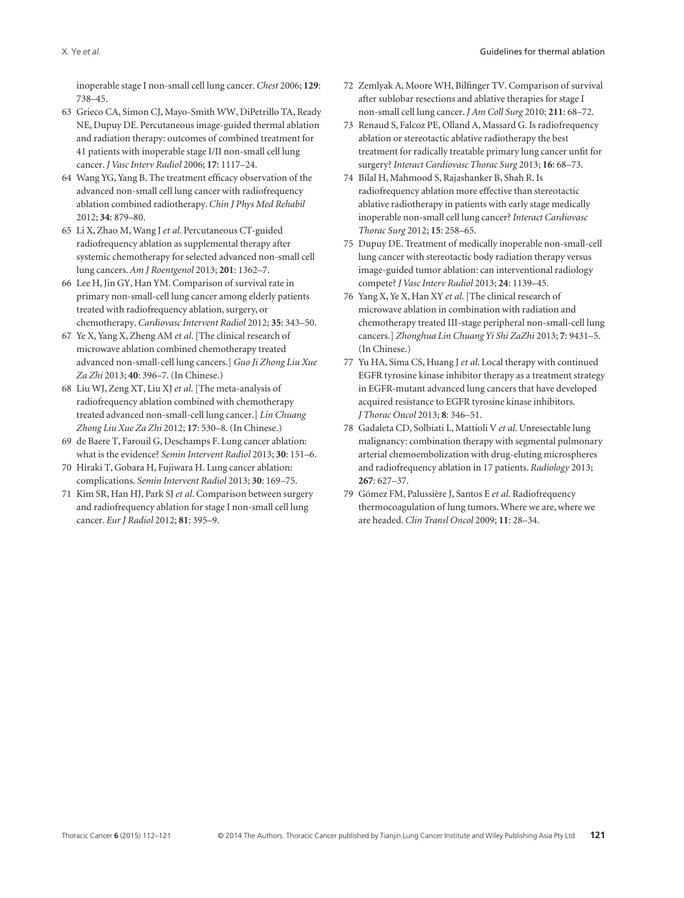inoperable stage I non-small cell lung cancer. *Chest* 2006; **129**: 738–45.

63 Grieco CA, Simon CJ, Mayo-Smith WW, DiPetrillo TA, Ready NE, Dupuy DE. Percutaneous image-guided thermal ablation and radiation therapy: outcomes of combined treatment for 41 patients with inoperable stage I/II non-small cell lung cancer. *J Vasc Interv Radiol* 2006; **17**: 1117–24.

64 Wang YG, Yang B. The treatment efficacy observation of the advanced non-small cell lung cancer with radiofrequency ablation combined radiotherapy. *Chin J Phys Med Rehabil* 2012; **34**: 879–80.

65 Li X, Zhao M, Wang J *et al*. Percutaneous CT-guided radiofrequency ablation as supplemental therapy after systemic chemotherapy for selected advanced non-small cell lung cancers. *Am J Roentgenol* 2013; **201**: 1362–7.

66 Lee H, Jin GY, Han YM. Comparison of survival rate in primary non-small-cell lung cancer among elderly patients treated with radiofrequency ablation, surgery, or chemotherapy. *Cardiovasc Intervent Radiol* 2012; **35**: 343–50.

67 Ye X, Yang X, Zheng AM *et al*. [The clinical research of microwave ablation combined chemotherapy treated advanced non-small-cell lung cancers.] *Guo Ji Zhong Liu Xue Za Zhi* 2013; **40**: 396–7. (In Chinese.)

68 Liu WJ, Zeng XT, Liu XJ *et al*. [The meta-analysis of radiofrequency ablation combined with chemotherapy treated advanced non-small-cell lung cancer.] *Lin Chuang Zhong Liu Xue Za Zhi* 2012; **17**: 530–8. (In Chinese.)

69 de Baere T, Farouil G, Deschamps F. Lung cancer ablation: what is the evidence? *Semin Intervent Radiol* 2013; **30**: 151–6.

70 Hiraki T, Gobara H, Fujiwara H. Lung cancer ablation: complications. *Semin Intervent Radiol* 2013; **30**: 169–75.

71 Kim SR, Han HJ, Park SJ *et al*. Comparison between surgery and radiofrequency ablation for stage I non-small cell lung cancer. *Eur J Radiol* 2012; **81**: 395–9.

72 Zemlyak A, Moore WH, Bilfinger TV. Comparison of survival after sublobar resections and ablative therapies for stage I non-small cell lung cancer. *J Am Coll Surg* 2010; **211**: 68–72.

73 Renaud S, Falcoz PE, Olland A, Massard G. Is radiofrequency ablation or stereotactic ablative radiotherapy the best treatment for radically treatable primary lung cancer unfit for surgery? *Interact Cardiovasc Thorac Surg* 2013; **16**: 68–73.

74 Bilal H, Mahmood S, Rajashanker B, Shah R. Is radiofrequency ablation more effective than stereotactic ablative radiotherapy in patients with early stage medically inoperable non-small cell lung cancer? *Interact Cardiovasc Thorac Surg* 2012; **15**: 258–65.

75 Dupuy DE. Treatment of medically inoperable non-small-cell lung cancer with stereotactic body radiation therapy versus image-guided tumor ablation: can interventional radiology compete? *J Vasc Interv Radiol* 2013; **24**: 1139–45.

76 Yang X, Ye X, Han XY *et al*. [The clinical research of microwave ablation in combination with radiation and chemotherapy treated III-stage peripheral non-small-cell lung cancers.] *Zhonghua Lin Chuang Yi Shi ZaZhi* 2013; **7**: 9431–5. (In Chinese.)

77 Yu HA, Sima CS, Huang J *et al*. Local therapy with continued EGFR tyrosine kinase inhibitor therapy as a treatment strategy in EGFR-mutant advanced lung cancers that have developed acquired resistance to EGFR tyrosine kinase inhibitors. *J Thorac Oncol* 2013; **8**: 346–51.

78 Gadaleta CD, Solbiati L, Mattioli V *et al*. Unresectable lung malignancy: combination therapy with segmental pulmonary arterial chemoembolization with drug-eluting microspheres and radiofrequency ablation in 17 patients. *Radiology* 2013; **267**: 627–37.

79 Gómez FM, Palussière J, Santos E *et al*. Radiofrequency thermocoagulation of lung tumors. Where we are, where we are headed. *Clin Transl Oncol* 2009; **11**: 28–34.